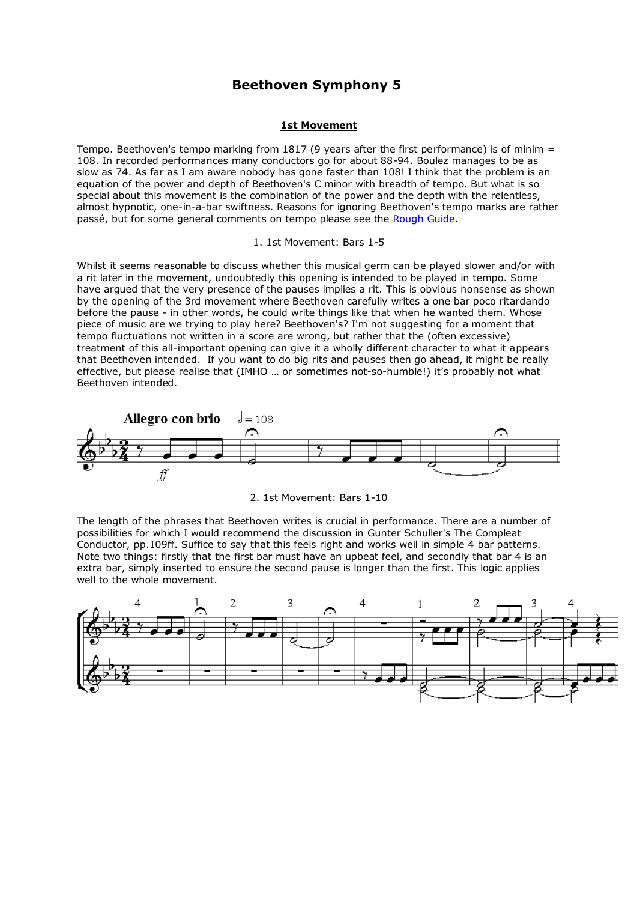# Beethoven Symphony 5

## 1st Movement

Tempo. Beethoven's tempo marking from 1817 (9 years after the first performance) is of minim = 108. In recorded performances many conductors go for about 88-94. Boulez manages to be as slow as 74. As far as I am aware nobody has gone faster than 108! I think that the problem is an equation of the power and depth of Beethoven's C minor with breadth of tempo. But what is so special about this movement is the combination of the power and the depth with the relentless, almost hypnotic, one-in-a-bar swiftness. Reasons for ignoring Beethoven's tempo marks are rather passé, but for some general comments on tempo please see the Rough Guide.

1. 1st Movement: Bars 1-5

Whilst it seems reasonable to discuss whether this musical germ can be played slower and/or with a rit later in the movement, undoubtedly this opening is intended to be played in tempo. Some have argued that the very presence of the pauses implies a rit. This is obvious nonsense as shown by the opening of the 3rd movement where Beethoven carefully writes a one bar poco ritardando before the pause - in other words, he could write things like that when he wanted them. Whose piece of music are we trying to play here? Beethoven's? I'm not suggesting for a moment that tempo fluctuations not written in a score are wrong, but rather that the (often excessive) treatment of this all-important opening can give it a wholly different character to what it appears that Beethoven intended. If you want to do big rits and pauses then go ahead, it might be really effective, but please realise that (IMHO … or sometimes not-so-humble!) it's probably not what Beethoven intended.

2. 1st Movement: Bars 1-10

The length of the phrases that Beethoven writes is crucial in performance. There are a number of possibilities for which I would recommend the discussion in Gunter Schuller's The Compleat Conductor, pp.109ff. Suffice to say that this feels right and works well in simple 4 bar patterns. Note two things: firstly that the first bar must have an upbeat feel, and secondly that bar 4 is an extra bar, simply inserted to ensure the second pause is longer than the first. This logic applies well to the whole movement.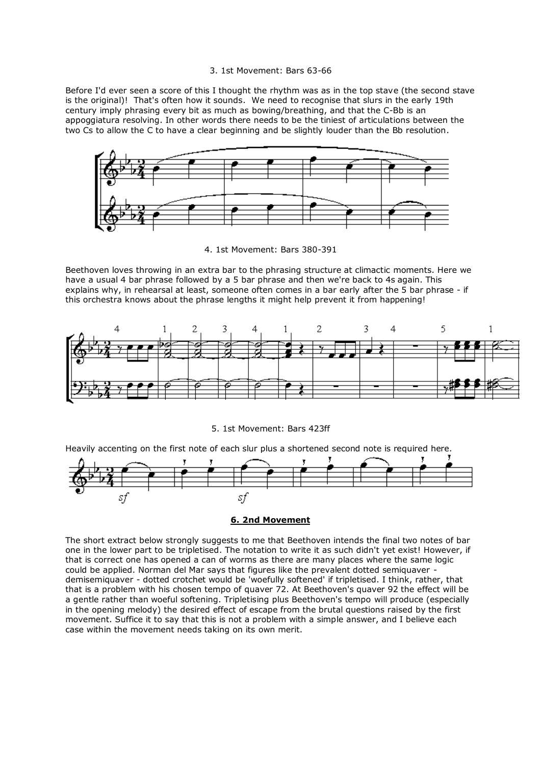### 3. 1st Movement: Bars 63-66

Before I'd ever seen a score of this I thought the rhythm was as in the top stave (the second stave is the original)! That's often how it sounds. We need to recognise that slurs in the early 19th century imply phrasing every bit as much as bowing/breathing, and that the C-Bb is an appoggiatura resolving. In other words there needs to be the tiniest of articulations between the two Cs to allow the C to have a clear beginning and be slightly louder than the Bb resolution.

### 4. 1st Movement: Bars 380-391

Beethoven loves throwing in an extra bar to the phrasing structure at climactic moments. Here we have a usual 4 bar phrase followed by a 5 bar phrase and then we're back to 4s again. This explains why, in rehearsal at least, someone often comes in a bar early after the 5 bar phrase - if this orchestra knows about the phrase lengths it might help prevent it from happening!

### 5. 1st Movement: Bars 423ff

Heavily accenting on the first note of each slur plus a shortened second note is required here.

### **6. 2nd Movement**

The short extract below strongly suggests to me that Beethoven intends the final two notes of bar one in the lower part to be tripletised. The notation to write it as such didn't yet exist! However, if that is correct one has opened a can of worms as there are many places where the same logic could be applied. Norman del Mar says that figures like the prevalent dotted semiquaver - demisemiquaver - dotted crotchet would be 'woefully softened' if tripletised. I think, rather, that that is a problem with his chosen tempo of quaver 72. At Beethoven's quaver 92 the effect will be a gentle rather than woeful softening. Tripletising plus Beethoven's tempo will produce (especially in the opening melody) the desired effect of escape from the brutal questions raised by the first movement. Suffice it to say that this is not a problem with a simple answer, and I believe each case within the movement needs taking on its own merit.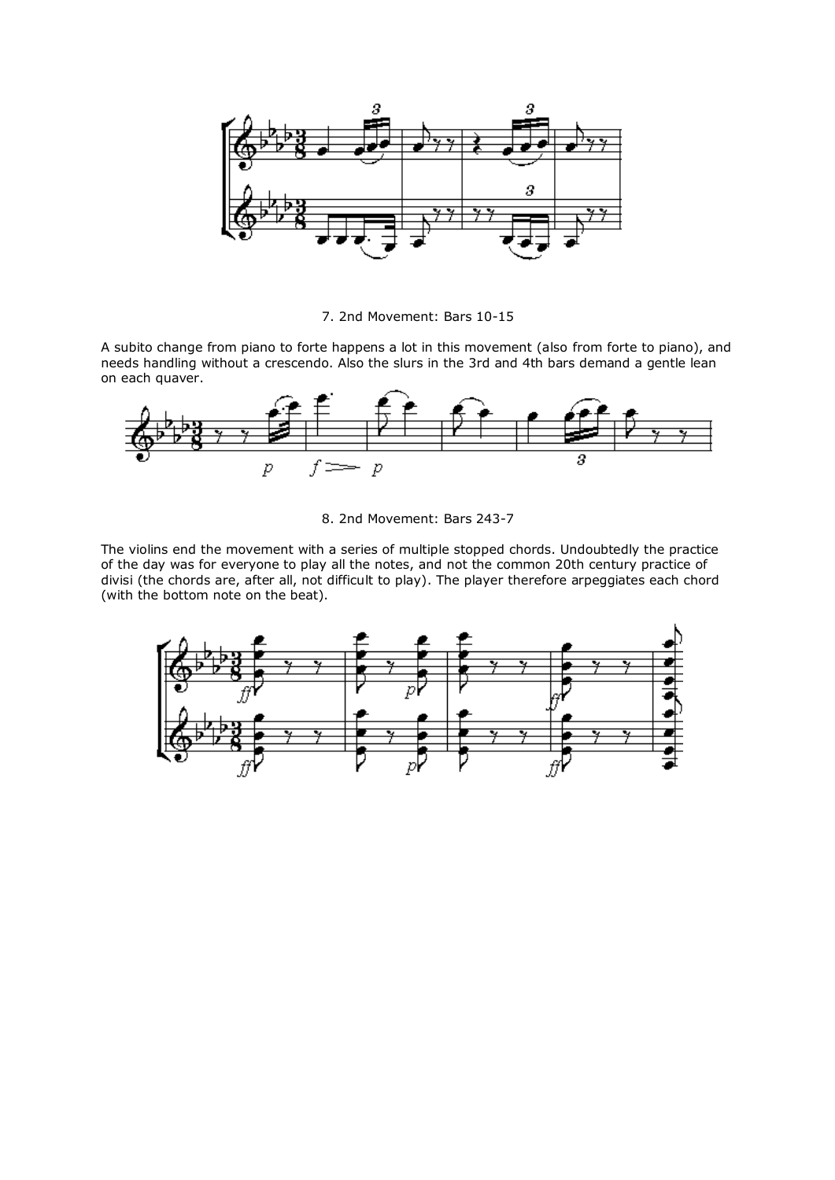7. 2nd Movement: Bars 10-15

A subito change from piano to forte happens a lot in this movement (also from forte to piano), and needs handling without a crescendo. Also the slurs in the 3rd and 4th bars demand a gentle lean on each quaver.

8. 2nd Movement: Bars 243-7

The violins end the movement with a series of multiple stopped chords. Undoubtedly the practice of the day was for everyone to play all the notes, and not the common 20th century practice of divisi (the chords are, after all, not difficult to play). The player therefore arpeggiates each chord (with the bottom note on the beat).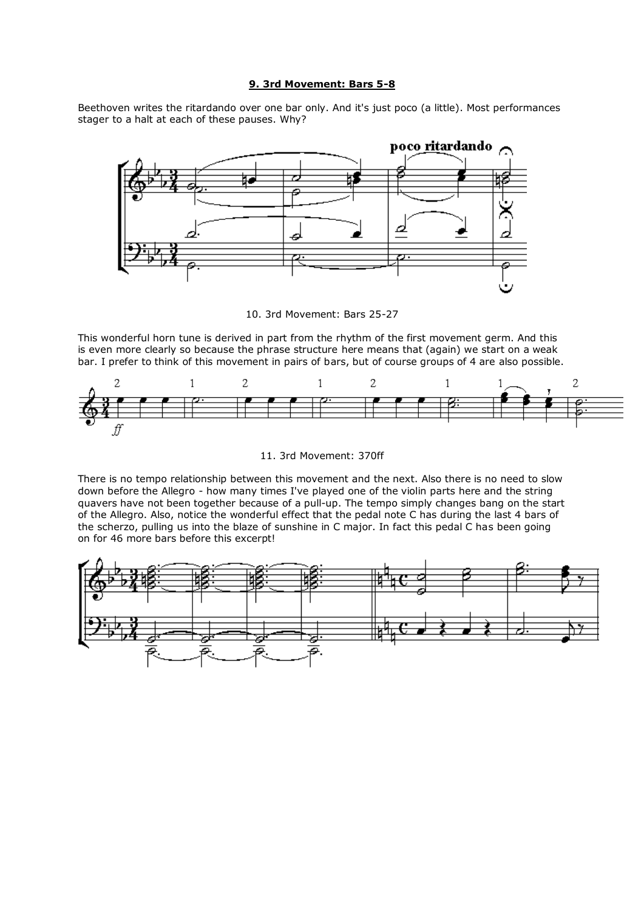## 9. 3rd Movement: Bars 5-8

Beethoven writes the ritardando over one bar only. And it's just poco (a little). Most performances stager to a halt at each of these pauses. Why?

10. 3rd Movement: Bars 25-27

This wonderful horn tune is derived in part from the rhythm of the first movement germ. And this is even more clearly so because the phrase structure here means that (again) we start on a weak bar. I prefer to think of this movement in pairs of bars, but of course groups of 4 are also possible.

11. 3rd Movement: 370ff

There is no tempo relationship between this movement and the next. Also there is no need to slow down before the Allegro - how many times I've played one of the violin parts here and the string quavers have not been together because of a pull-up. The tempo simply changes bang on the start of the Allegro. Also, notice the wonderful effect that the pedal note C has during the last 4 bars of the scherzo, pulling us into the blaze of sunshine in C major. In fact this pedal C has been going on for 46 more bars before this excerpt!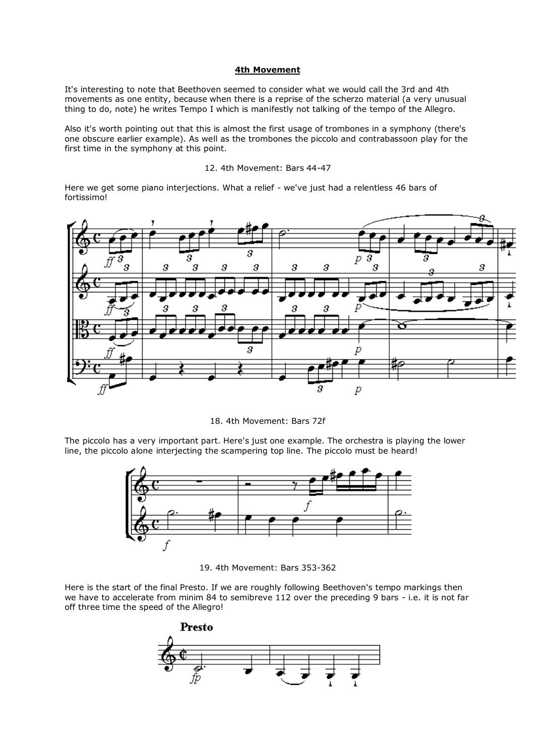## 4th Movement

It's interesting to note that Beethoven seemed to consider what we would call the 3rd and 4th movements as one entity, because when there is a reprise of the scherzo material (a very unusual thing to do, note) he writes Tempo I which is manifestly not talking of the tempo of the Allegro.

Also it's worth pointing out that this is almost the first usage of trombones in a symphony (there's one obscure earlier example). As well as the trombones the piccolo and contrabassoon play for the first time in the symphony at this point.

12. 4th Movement: Bars 44-47

Here we get some piano interjections. What a relief - we've just had a relentless 46 bars of fortissimo!

18. 4th Movement: Bars 72f

The piccolo has a very important part. Here's just one example. The orchestra is playing the lower line, the piccolo alone interjecting the scampering top line. The piccolo must be heard!

19. 4th Movement: Bars 353-362

Here is the start of the final Presto. If we are roughly following Beethoven's tempo markings then we have to accelerate from minim 84 to semibreve 112 over the preceding 9 bars - i.e. it is not far off three time the speed of the Allegro!